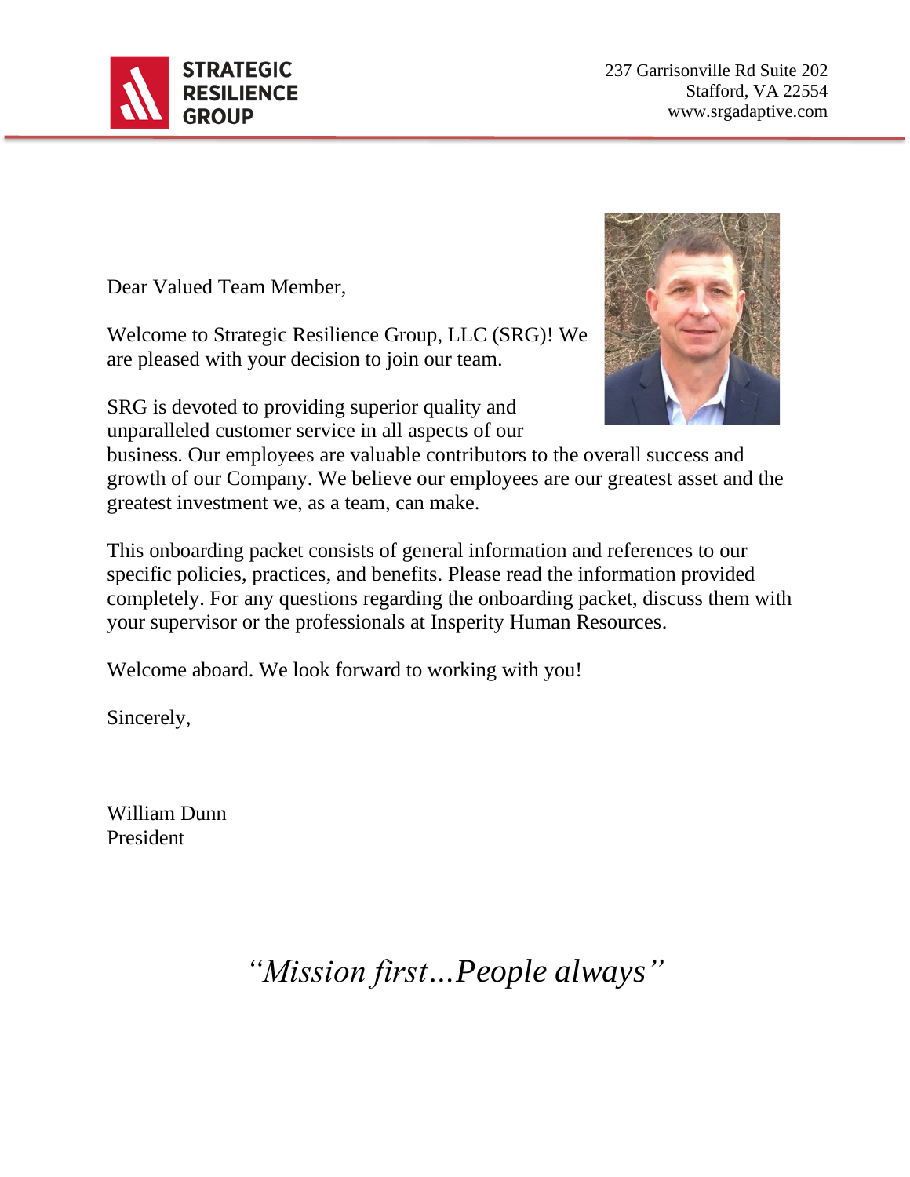**STRATEGIC RESILIENCE GROUP**

237 Garrisonville Rd Suite 202
Stafford, VA 22554
www.srgadaptive.com

Dear Valued Team Member,

Welcome to Strategic Resilience Group, LLC (SRG)! We are pleased with your decision to join our team.

SRG is devoted to providing superior quality and unparalleled customer service in all aspects of our business. Our employees are valuable contributors to the overall success and growth of our Company. We believe our employees are our greatest asset and the greatest investment we, as a team, can make.

This onboarding packet consists of general information and references to our specific policies, practices, and benefits. Please read the information provided completely. For any questions regarding the onboarding packet, discuss them with your supervisor or the professionals at Insperity Human Resources.

Welcome aboard. We look forward to working with you!

Sincerely,

William Dunn
President

*"Mission first…People always"*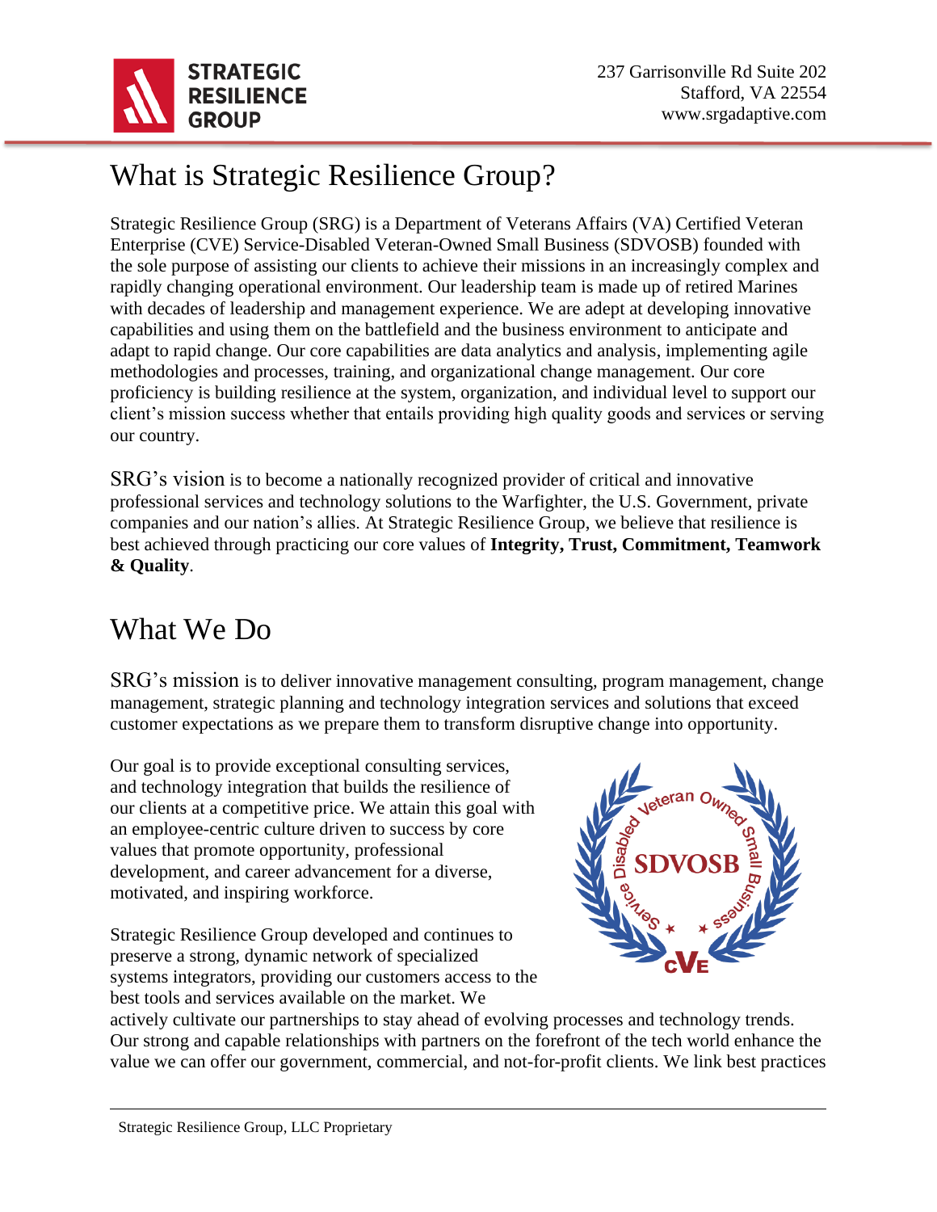# What is Strategic Resilience Group?

Strategic Resilience Group (SRG) is a Department of Veterans Affairs (VA) Certified Veteran Enterprise (CVE) Service-Disabled Veteran-Owned Small Business (SDVOSB) founded with the sole purpose of assisting our clients to achieve their missions in an increasingly complex and rapidly changing operational environment. Our leadership team is made up of retired Marines with decades of leadership and management experience. We are adept at developing innovative capabilities and using them on the battlefield and the business environment to anticipate and adapt to rapid change. Our core capabilities are data analytics and analysis, implementing agile methodologies and processes, training, and organizational change management. Our core proficiency is building resilience at the system, organization, and individual level to support our client's mission success whether that entails providing high quality goods and services or serving our country.

SRG's vision is to become a nationally recognized provider of critical and innovative professional services and technology solutions to the Warfighter, the U.S. Government, private companies and our nation's allies. At Strategic Resilience Group, we believe that resilience is best achieved through practicing our core values of **Integrity, Trust, Commitment, Teamwork & Quality**.

# What We Do

SRG's mission is to deliver innovative management consulting, program management, change management, strategic planning and technology integration services and solutions that exceed customer expectations as we prepare them to transform disruptive change into opportunity.

Our goal is to provide exceptional consulting services, and technology integration that builds the resilience of our clients at a competitive price. We attain this goal with an employee-centric culture driven to success by core values that promote opportunity, professional development, and career advancement for a diverse, motivated, and inspiring workforce.

Strategic Resilience Group developed and continues to preserve a strong, dynamic network of specialized systems integrators, providing our customers access to the best tools and services available on the market. We actively cultivate our partnerships to stay ahead of evolving processes and technology trends. Our strong and capable relationships with partners on the forefront of the tech world enhance the value we can offer our government, commercial, and not-for-profit clients. We link best practices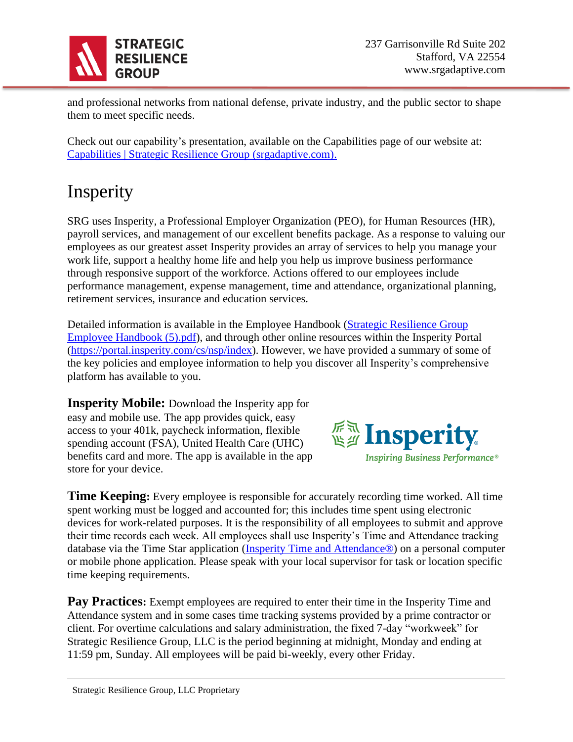and professional networks from national defense, private industry, and the public sector to shape them to meet specific needs.

Check out our capability's presentation, available on the Capabilities page of our website at: [Capabilities | Strategic Resilience Group (srgadaptive.com).](Capabilities | Strategic Resilience Group (srgadaptive.com).)

# Insperity

SRG uses Insperity, a Professional Employer Organization (PEO), for Human Resources (HR), payroll services, and management of our excellent benefits package. As a response to valuing our employees as our greatest asset Insperity provides an array of services to help you manage your work life, support a healthy home life and help you help us improve business performance through responsive support of the workforce. Actions offered to our employees include performance management, expense management, time and attendance, organizational planning, retirement services, insurance and education services.

Detailed information is available in the Employee Handbook (Strategic Resilience Group Employee Handbook (5).pdf), and through other online resources within the Insperity Portal (https://portal.insperity.com/cs/nsp/index). However, we have provided a summary of some of the key policies and employee information to help you discover all Insperity's comprehensive platform has available to you.

**Insperity Mobile:** Download the Insperity app for easy and mobile use. The app provides quick, easy access to your 401k, paycheck information, flexible spending account (FSA), United Health Care (UHC) benefits card and more. The app is available in the app store for your device.

**Time Keeping:** Every employee is responsible for accurately recording time worked. All time spent working must be logged and accounted for; this includes time spent using electronic devices for work-related purposes. It is the responsibility of all employees to submit and approve their time records each week. All employees shall use Insperity's Time and Attendance tracking database via the Time Star application (Insperity Time and Attendance®) on a personal computer or mobile phone application. Please speak with your local supervisor for task or location specific time keeping requirements.

**Pay Practices:** Exempt employees are required to enter their time in the Insperity Time and Attendance system and in some cases time tracking systems provided by a prime contractor or client. For overtime calculations and salary administration, the fixed 7-day "workweek" for Strategic Resilience Group, LLC is the period beginning at midnight, Monday and ending at 11:59 pm, Sunday. All employees will be paid bi-weekly, every other Friday.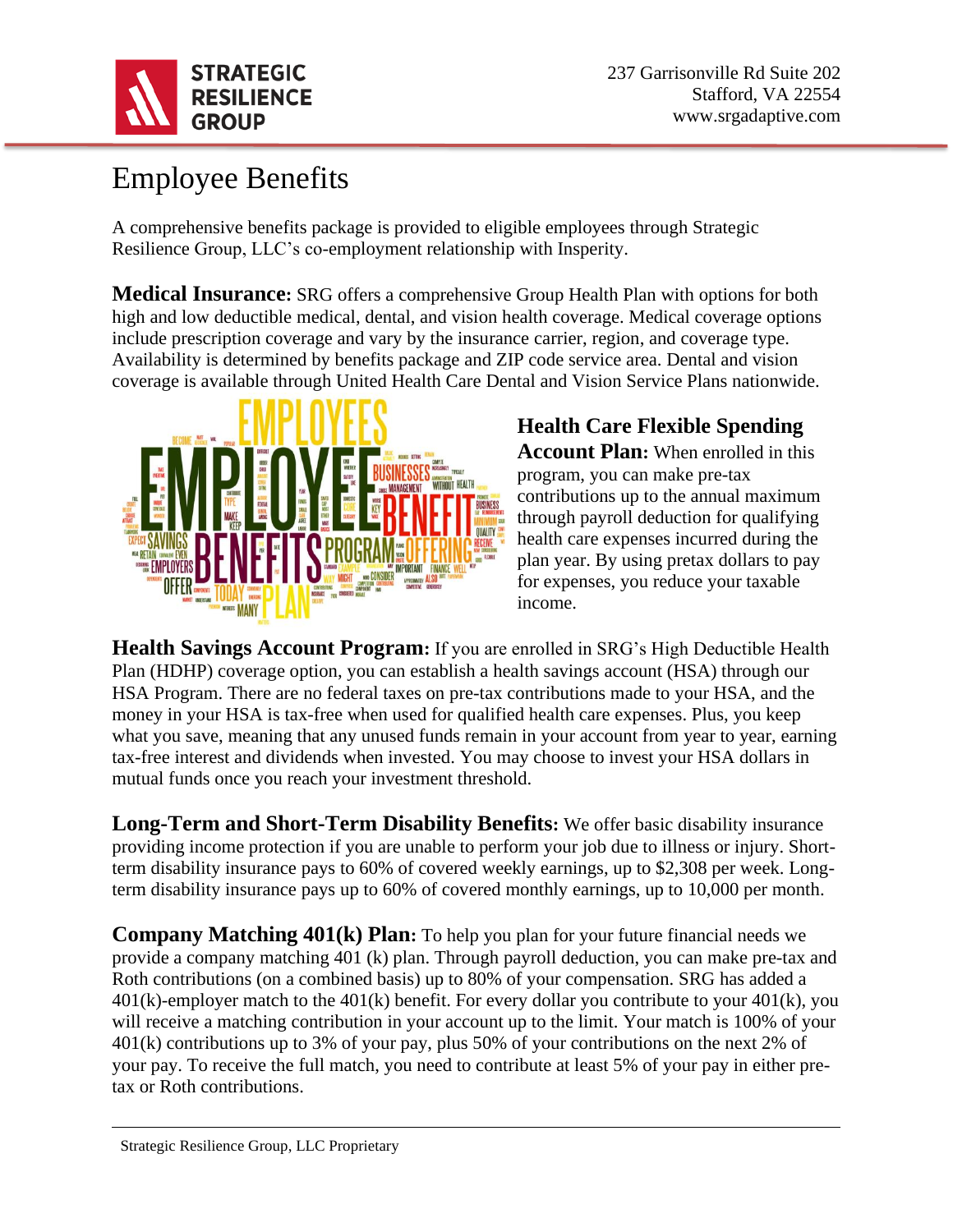# Employee Benefits

A comprehensive benefits package is provided to eligible employees through Strategic Resilience Group, LLC's co-employment relationship with Insperity.

**Medical Insurance:** SRG offers a comprehensive Group Health Plan with options for both high and low deductible medical, dental, and vision health coverage. Medical coverage options include prescription coverage and vary by the insurance carrier, region, and coverage type. Availability is determined by benefits package and ZIP code service area. Dental and vision coverage is available through United Health Care Dental and Vision Service Plans nationwide.

**Health Care Flexible Spending Account Plan:** When enrolled in this program, you can make pre-tax contributions up to the annual maximum through payroll deduction for qualifying health care expenses incurred during the plan year. By using pretax dollars to pay for expenses, you reduce your taxable income.

**Health Savings Account Program:** If you are enrolled in SRG's High Deductible Health Plan (HDHP) coverage option, you can establish a health savings account (HSA) through our HSA Program. There are no federal taxes on pre-tax contributions made to your HSA, and the money in your HSA is tax-free when used for qualified health care expenses. Plus, you keep what you save, meaning that any unused funds remain in your account from year to year, earning tax-free interest and dividends when invested. You may choose to invest your HSA dollars in mutual funds once you reach your investment threshold.

**Long-Term and Short-Term Disability Benefits:** We offer basic disability insurance providing income protection if you are unable to perform your job due to illness or injury. Short-term disability insurance pays to 60% of covered weekly earnings, up to $2,308 per week. Long-term disability insurance pays up to 60% of covered monthly earnings, up to 10,000 per month.

**Company Matching 401(k) Plan:** To help you plan for your future financial needs we provide a company matching 401 (k) plan. Through payroll deduction, you can make pre-tax and Roth contributions (on a combined basis) up to 80% of your compensation. SRG has added a 401(k)-employer match to the 401(k) benefit. For every dollar you contribute to your 401(k), you will receive a matching contribution in your account up to the limit. Your match is 100% of your 401(k) contributions up to 3% of your pay, plus 50% of your contributions on the next 2% of your pay. To receive the full match, you need to contribute at least 5% of your pay in either pre-tax or Roth contributions.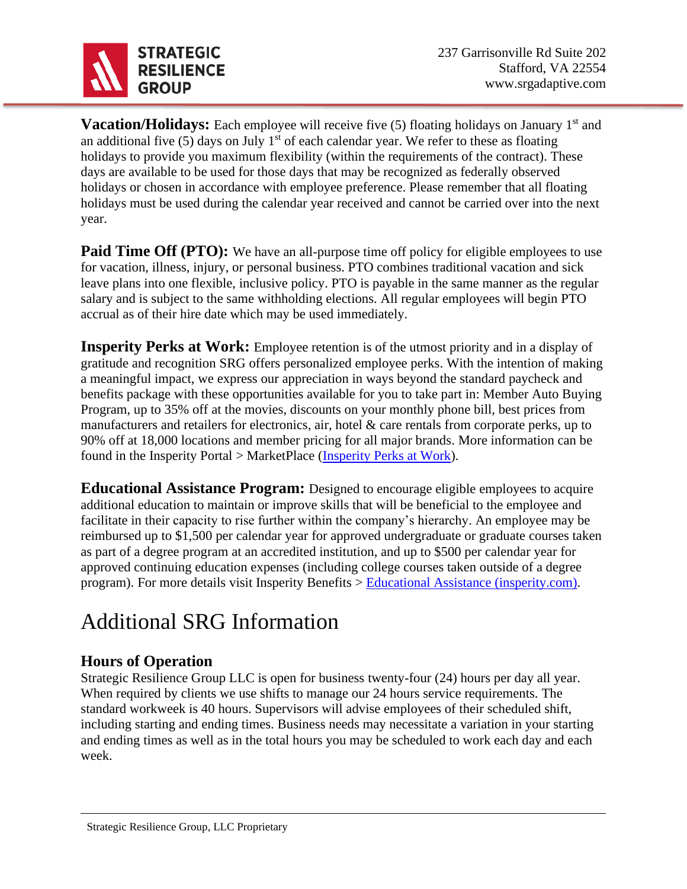**Vacation/Holidays:** Each employee will receive five (5) floating holidays on January 1st and an additional five (5) days on July 1st of each calendar year. We refer to these as floating holidays to provide you maximum flexibility (within the requirements of the contract). These days are available to be used for those days that may be recognized as federally observed holidays or chosen in accordance with employee preference. Please remember that all floating holidays must be used during the calendar year received and cannot be carried over into the next year.

**Paid Time Off (PTO):** We have an all-purpose time off policy for eligible employees to use for vacation, illness, injury, or personal business. PTO combines traditional vacation and sick leave plans into one flexible, inclusive policy. PTO is payable in the same manner as the regular salary and is subject to the same withholding elections. All regular employees will begin PTO accrual as of their hire date which may be used immediately.

**Insperity Perks at Work:** Employee retention is of the utmost priority and in a display of gratitude and recognition SRG offers personalized employee perks. With the intention of making a meaningful impact, we express our appreciation in ways beyond the standard paycheck and benefits package with these opportunities available for you to take part in: Member Auto Buying Program, up to 35% off at the movies, discounts on your monthly phone bill, best prices from manufacturers and retailers for electronics, air, hotel & care rentals from corporate perks, up to 90% off at 18,000 locations and member pricing for all major brands. More information can be found in the Insperity Portal > MarketPlace (Insperity Perks at Work).

**Educational Assistance Program:** Designed to encourage eligible employees to acquire additional education to maintain or improve skills that will be beneficial to the employee and facilitate in their capacity to rise further within the company's hierarchy. An employee may be reimbursed up to $1,500 per calendar year for approved undergraduate or graduate courses taken as part of a degree program at an accredited institution, and up to $500 per calendar year for approved continuing education expenses (including college courses taken outside of a degree program). For more details visit Insperity Benefits > Educational Assistance (insperity.com).

# Additional SRG Information

## Hours of Operation

Strategic Resilience Group LLC is open for business twenty-four (24) hours per day all year. When required by clients we use shifts to manage our 24 hours service requirements. The standard workweek is 40 hours. Supervisors will advise employees of their scheduled shift, including starting and ending times. Business needs may necessitate a variation in your starting and ending times as well as in the total hours you may be scheduled to work each day and each week.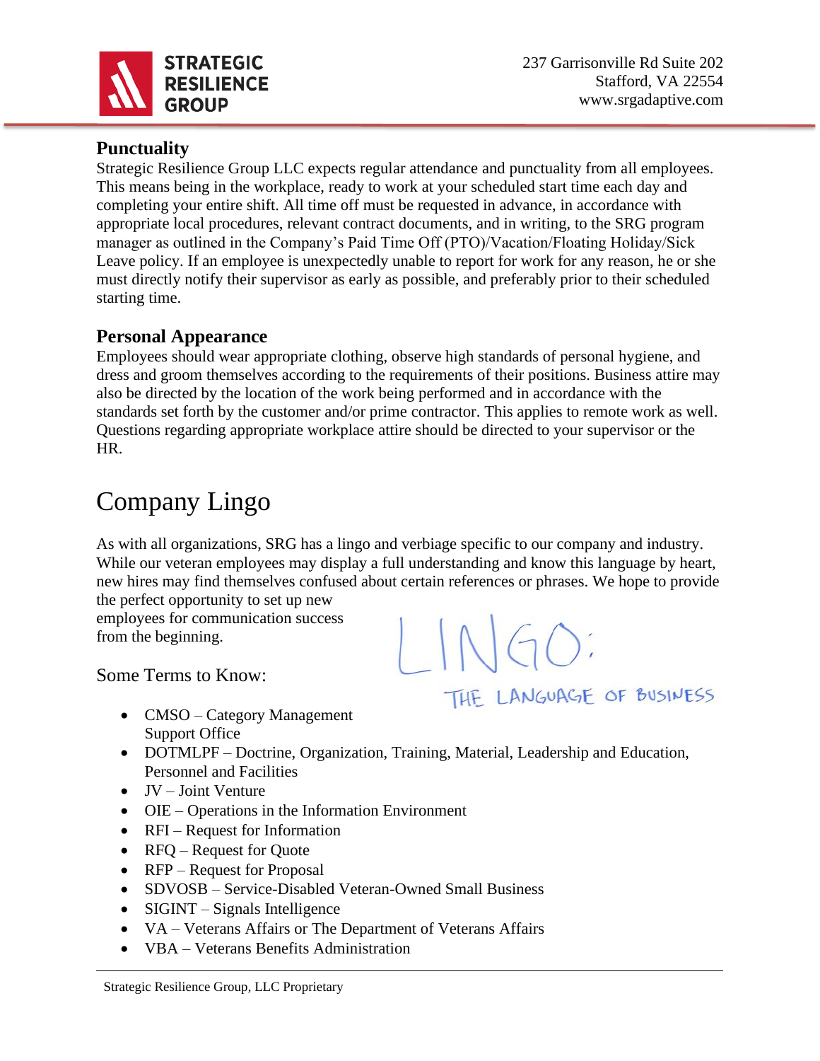### Punctuality

Strategic Resilience Group LLC expects regular attendance and punctuality from all employees. This means being in the workplace, ready to work at your scheduled start time each day and completing your entire shift. All time off must be requested in advance, in accordance with appropriate local procedures, relevant contract documents, and in writing, to the SRG program manager as outlined in the Company's Paid Time Off (PTO)/Vacation/Floating Holiday/Sick Leave policy. If an employee is unexpectedly unable to report for work for any reason, he or she must directly notify their supervisor as early as possible, and preferably prior to their scheduled starting time.

### Personal Appearance

Employees should wear appropriate clothing, observe high standards of personal hygiene, and dress and groom themselves according to the requirements of their positions. Business attire may also be directed by the location of the work being performed and in accordance with the standards set forth by the customer and/or prime contractor. This applies to remote work as well. Questions regarding appropriate workplace attire should be directed to your supervisor or the HR.

## Company Lingo

As with all organizations, SRG has a lingo and verbiage specific to our company and industry. While our veteran employees may display a full understanding and know this language by heart, new hires may find themselves confused about certain references or phrases. We hope to provide the perfect opportunity to set up new employees for communication success from the beginning.

LINGO: THE LANGUAGE OF BUSINESS

Some Terms to Know:

- CMSO – Category Management Support Office
- DOTMLPF – Doctrine, Organization, Training, Material, Leadership and Education, Personnel and Facilities
- JV – Joint Venture
- OIE – Operations in the Information Environment
- RFI – Request for Information
- RFQ – Request for Quote
- RFP – Request for Proposal
- SDVOSB – Service-Disabled Veteran-Owned Small Business
- SIGINT – Signals Intelligence
- VA – Veterans Affairs or The Department of Veterans Affairs
- VBA – Veterans Benefits Administration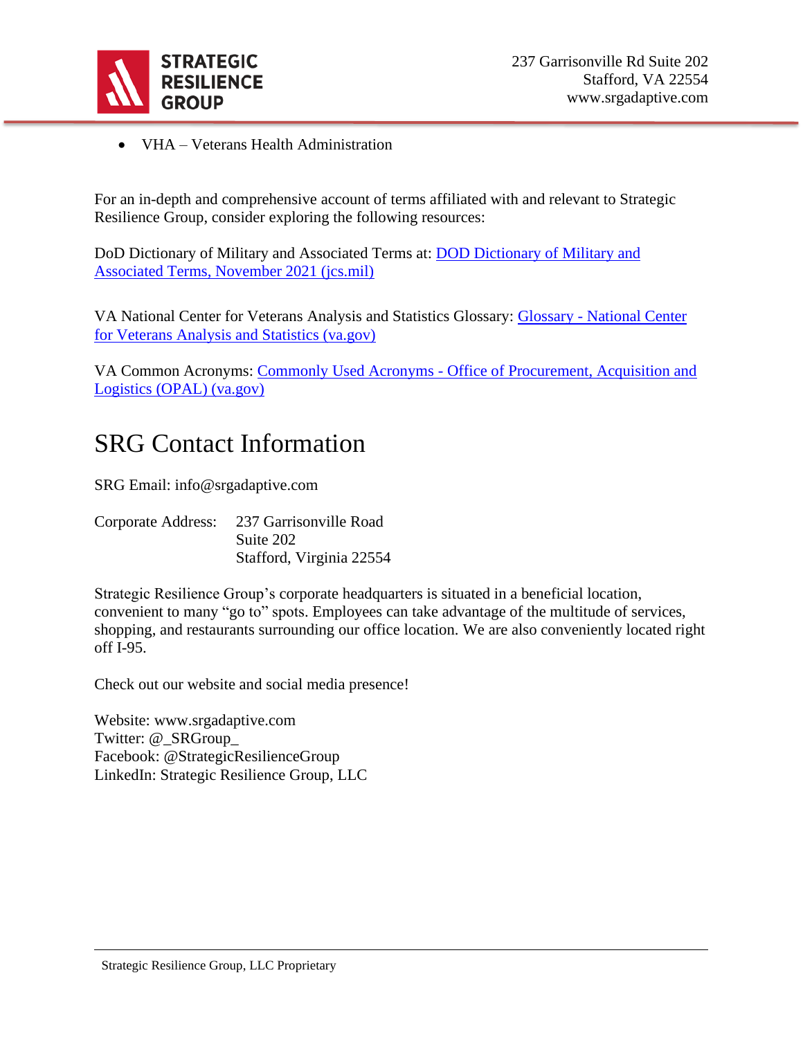- VHA – Veterans Health Administration

For an in-depth and comprehensive account of terms affiliated with and relevant to Strategic Resilience Group, consider exploring the following resources:

DoD Dictionary of Military and Associated Terms at: DOD Dictionary of Military and Associated Terms, November 2021 (jcs.mil)

VA National Center for Veterans Analysis and Statistics Glossary: Glossary - National Center for Veterans Analysis and Statistics (va.gov)

VA Common Acronyms: Commonly Used Acronyms - Office of Procurement, Acquisition and Logistics (OPAL) (va.gov)

# SRG Contact Information

SRG Email: info@srgadaptive.com

Corporate Address: 237 Garrisonville Road
Suite 202
Stafford, Virginia 22554

Strategic Resilience Group's corporate headquarters is situated in a beneficial location, convenient to many "go to" spots. Employees can take advantage of the multitude of services, shopping, and restaurants surrounding our office location. We are also conveniently located right off I-95.

Check out our website and social media presence!

Website: www.srgadaptive.com
Twitter: @_SRGroup_
Facebook: @StrategicResilienceGroup
LinkedIn: Strategic Resilience Group, LLC